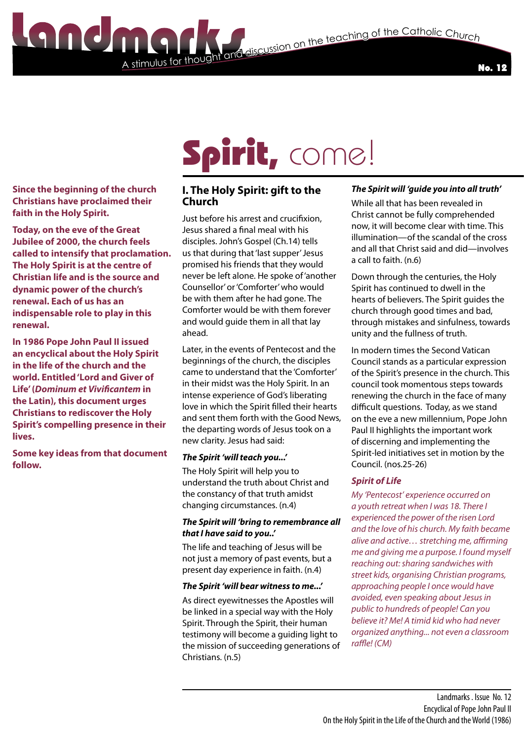# Landmarks

A stimulus for thought and discussion on the teaching of the Catholic Church

No. 12

# Spirit, come!

**Since the beginning of the church Christians have proclaimed their faith in the Holy Spirit.**

**Today, on the eve of the Great Jubilee of 2000, the church feels called to intensify that proclamation. The Holy Spirit is at the centre of Christian life and is the source and dynamic power of the church's renewal. Each of us has an indispensable role to play in this renewal.**

**In 1986 Pope John Paul II issued an encyclical about the Holy Spirit in the life of the church and the world. Entitled 'Lord and Giver of Life' (*Dominum et Vivificantem* in the Latin), this document urges Christians to rediscover the Holy Spirit's compelling presence in their lives.**

**Some key ideas from that document follow.**

## I. The Holy Spirit: gift to the Church

Just before his arrest and crucifixion, Jesus shared a final meal with his disciples. John's Gospel (Ch.14) tells us that during that 'last supper' Jesus promised his friends that they would never be left alone. He spoke of 'another Counsellor' or 'Comforter' who would be with them after he had gone. The Comforter would be with them forever and would guide them in all that lay ahead.

Later, in the events of Pentecost and the beginnings of the church, the disciples came to understand that the 'Comforter' in their midst was the Holy Spirit. In an intense experience of God's liberating love in which the Spirit filled their hearts and sent them forth with the Good News, the departing words of Jesus took on a new clarity. Jesus had said:

### *The Spirit 'will teach you...'*

The Holy Spirit will help you to understand the truth about Christ and the constancy of that truth amidst changing circumstances. (n.4)

### *The Spirit will 'bring to remembrance all that I have said to you..'*

The life and teaching of Jesus will be not just a memory of past events, but a present day experience in faith. (n.4)

### *The Spirit 'will bear witness to me...'*

As direct eyewitnesses the Apostles will be linked in a special way with the Holy Spirit. Through the Spirit, their human testimony will become a guiding light to the mission of succeeding generations of Christians. (n.5)

### *The Spirit will 'guide you into all truth'*

While all that has been revealed in Christ cannot be fully comprehended now, it will become clear with time. This illumination—of the scandal of the cross and all that Christ said and did—involves a call to faith. (n.6)

Down through the centuries, the Holy Spirit has continued to dwell in the hearts of believers. The Spirit guides the church through good times and bad, through mistakes and sinfulness, towards unity and the fullness of truth.

In modern times the Second Vatican Council stands as a particular expression of the Spirit's presence in the church. This council took momentous steps towards renewing the church in the face of many difficult questions. Today, as we stand on the eve a new millennium, Pope John Paul II highlights the important work of discerning and implementing the Spirit-led initiatives set in motion by the Council. (nos.25-26)

### *Spirit of Life*

*My 'Pentecost' experience occurred on a youth retreat when I was 18. There I experienced the power of the risen Lord and the love of his church. My faith became alive and active… stretching me, affirming me and giving me a purpose. I found myself reaching out: sharing sandwiches with street kids, organising Christian programs, approaching people I once would have avoided, even speaking about Jesus in public to hundreds of people! Can you believe it? Me! A timid kid who had never organized anything... not even a classroom raffle! (CM)*

Landmarks . Issue No. 12
Encyclical of Pope John Paul II
On the Holy Spirit in the Life of the Church and the World (1986)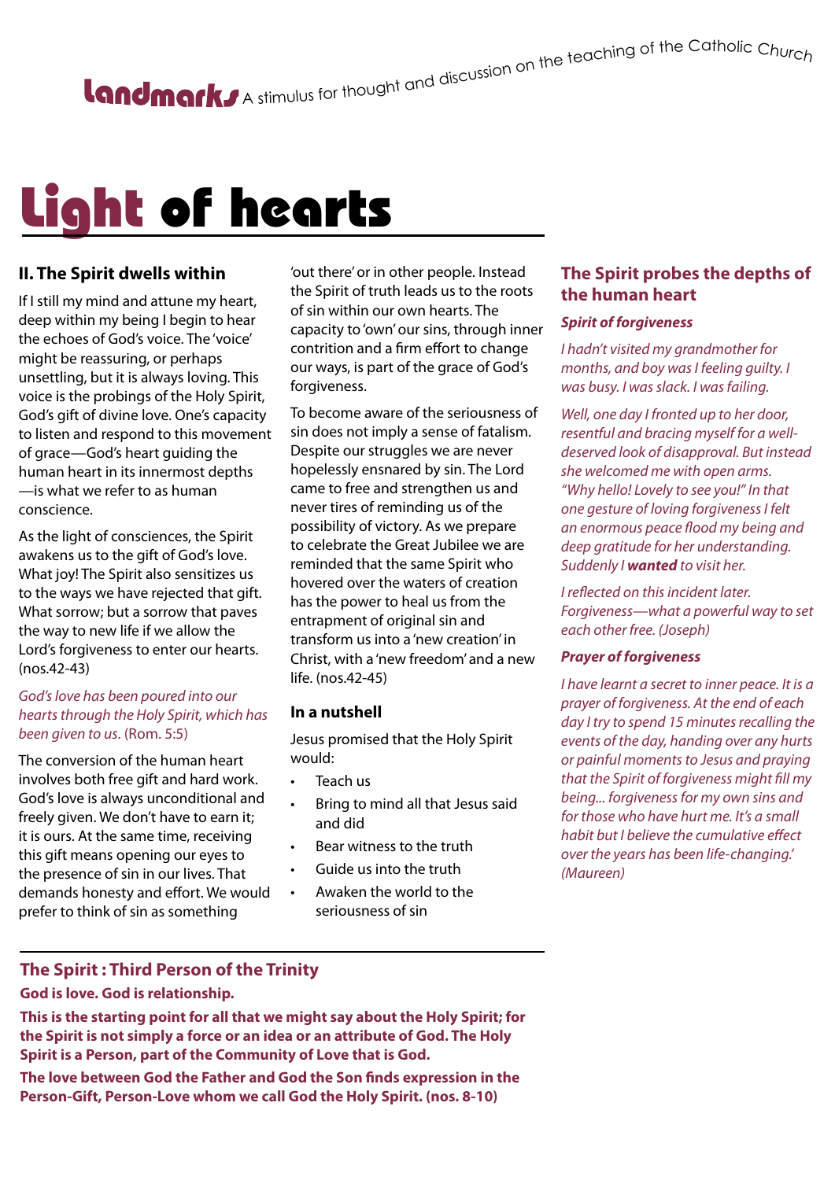**Landmarks** A stimulus for thought and discussion on the teaching of the Catholic Church

# Light of hearts

## II. The Spirit dwells within

If I still my mind and attune my heart, deep within my being I begin to hear the echoes of God's voice. The 'voice' might be reassuring, or perhaps unsettling, but it is always loving. This voice is the probings of the Holy Spirit, God's gift of divine love. One's capacity to listen and respond to this movement of grace—God's heart guiding the human heart in its innermost depths—is what we refer to as human conscience.

As the light of consciences, the Spirit awakens us to the gift of God's love. What joy! The Spirit also sensitizes us to the ways we have rejected that gift. What sorrow; but a sorrow that paves the way to new life if we allow the Lord's forgiveness to enter our hearts. (nos.42-43)

*God's love has been poured into our hearts through the Holy Spirit, which has been given to us.* (Rom. 5:5)

The conversion of the human heart involves both free gift and hard work. God's love is always unconditional and freely given. We don't have to earn it; it is ours. At the same time, receiving this gift means opening our eyes to the presence of sin in our lives. That demands honesty and effort. We would prefer to think of sin as something 'out there' or in other people. Instead the Spirit of truth leads us to the roots of sin within our own hearts. The capacity to 'own' our sins, through inner contrition and a firm effort to change our ways, is part of the grace of God's forgiveness.

To become aware of the seriousness of sin does not imply a sense of fatalism. Despite our struggles we are never hopelessly ensnared by sin. The Lord came to free and strengthen us and never tires of reminding us of the possibility of victory. As we prepare to celebrate the Great Jubilee we are reminded that the same Spirit who hovered over the waters of creation has the power to heal us from the entrapment of original sin and transform us into a 'new creation' in Christ, with a 'new freedom' and a new life. (nos.42-45)

### In a nutshell

Jesus promised that the Holy Spirit would:

- Teach us
- Bring to mind all that Jesus said and did
- Bear witness to the truth
- Guide us into the truth
- Awaken the world to the seriousness of sin

## The Spirit probes the depths of the human heart

### *Spirit of forgiveness*

*I hadn't visited my grandmother for months, and boy was I feeling guilty. I was busy. I was slack. I was failing.*

*Well, one day I fronted up to her door, resentful and bracing myself for a well-deserved look of disapproval. But instead she welcomed me with open arms. "Why hello! Lovely to see you!" In that one gesture of loving forgiveness I felt an enormous peace flood my being and deep gratitude for her understanding. Suddenly I **wanted** to visit her.*

*I reflected on this incident later. Forgiveness—what a powerful way to set each other free. (Joseph)*

### *Prayer of forgiveness*

*I have learnt a secret to inner peace. It is a prayer of forgiveness. At the end of each day I try to spend 15 minutes recalling the events of the day, handing over any hurts or painful moments to Jesus and praying that the Spirit of forgiveness might fill my being... forgiveness for my own sins and for those who have hurt me. It's a small habit but I believe the cumulative effect over the years has been life-changing.' (Maureen)*

## The Spirit : Third Person of the Trinity

**God is love. God is relationship.**

**This is the starting point for all that we might say about the Holy Spirit; for the Spirit is not simply a force or an idea or an attribute of God. The Holy Spirit is a Person, part of the Community of Love that is God.**

**The love between God the Father and God the Son finds expression in the Person-Gift, Person-Love whom we call God the Holy Spirit. (nos. 8-10)**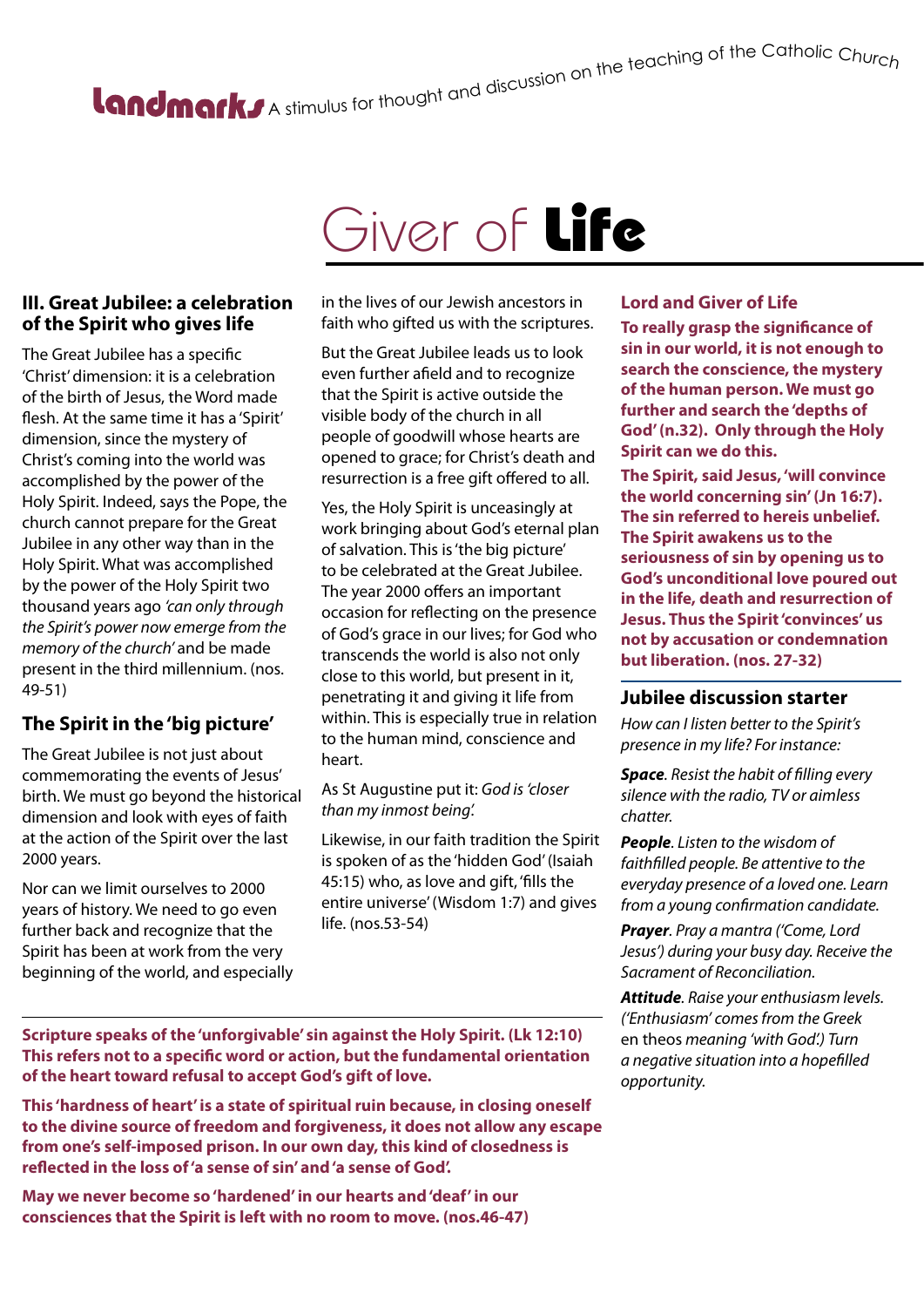# Giver of Life

## III. Great Jubilee: a celebration of the Spirit who gives life

The Great Jubilee has a specific 'Christ' dimension: it is a celebration of the birth of Jesus, the Word made flesh. At the same time it has a 'Spirit' dimension, since the mystery of Christ's coming into the world was accomplished by the power of the Holy Spirit. Indeed, says the Pope, the church cannot prepare for the Great Jubilee in any other way than in the Holy Spirit. What was accomplished by the power of the Holy Spirit two thousand years ago *'can only through the Spirit's power now emerge from the memory of the church'* and be made present in the third millennium. (nos. 49-51)

## The Spirit in the 'big picture'

The Great Jubilee is not just about commemorating the events of Jesus' birth. We must go beyond the historical dimension and look with eyes of faith at the action of the Spirit over the last 2000 years.

Nor can we limit ourselves to 2000 years of history. We need to go even further back and recognize that the Spirit has been at work from the very beginning of the world, and especially in the lives of our Jewish ancestors in faith who gifted us with the scriptures.

But the Great Jubilee leads us to look even further afield and to recognize that the Spirit is active outside the visible body of the church in all people of goodwill whose hearts are opened to grace; for Christ's death and resurrection is a free gift offered to all.

Yes, the Holy Spirit is unceasingly at work bringing about God's eternal plan of salvation. This is 'the big picture' to be celebrated at the Great Jubilee. The year 2000 offers an important occasion for reflecting on the presence of God's grace in our lives; for God who transcends the world is also not only close to this world, but present in it, penetrating it and giving it life from within. This is especially true in relation to the human mind, conscience and heart.

As St Augustine put it: *God is 'closer than my inmost being'.*

Likewise, in our faith tradition the Spirit is spoken of as the 'hidden God' (Isaiah 45:15) who, as love and gift, 'fills the entire universe' (Wisdom 1:7) and gives life. (nos.53-54)

**Scripture speaks of the 'unforgivable' sin against the Holy Spirit. (Lk 12:10) This refers not to a specific word or action, but the fundamental orientation of the heart toward refusal to accept God's gift of love.**

**This 'hardness of heart' is a state of spiritual ruin because, in closing oneself to the divine source of freedom and forgiveness, it does not allow any escape from one's self-imposed prison. In our own day, this kind of closedness is reflected in the loss of 'a sense of sin' and 'a sense of God'.**

**May we never become so 'hardened' in our hearts and 'deaf' in our consciences that the Spirit is left with no room to move. (nos.46-47)**

## Lord and Giver of Life

**To really grasp the significance of sin in our world, it is not enough to search the conscience, the mystery of the human person. We must go further and search the 'depths of God' (n.32). Only through the Holy Spirit can we do this.**

**The Spirit, said Jesus, 'will convince the world concerning sin' (Jn 16:7). The sin referred to here is unbelief. The Spirit awakens us to the seriousness of sin by opening us to God's unconditional love poured out in the life, death and resurrection of Jesus. Thus the Spirit 'convinces' us not by accusation or condemnation but liberation. (nos. 27-32)**

## Jubilee discussion starter

*How can I listen better to the Spirit's presence in my life? For instance:*

***Space****. Resist the habit of filling every silence with the radio, TV or aimless chatter.*

***People****. Listen to the wisdom of faithfilled people. Be attentive to the everyday presence of a loved one. Learn from a young confirmation candidate.*

***Prayer****. Pray a mantra ('Come, Lord Jesus') during your busy day. Receive the Sacrament of Reconciliation.*

***Attitude****. Raise your enthusiasm levels. ('Enthusiasm' comes from the Greek* en theos *meaning 'with God'.) Turn a negative situation into a hopefilled opportunity.*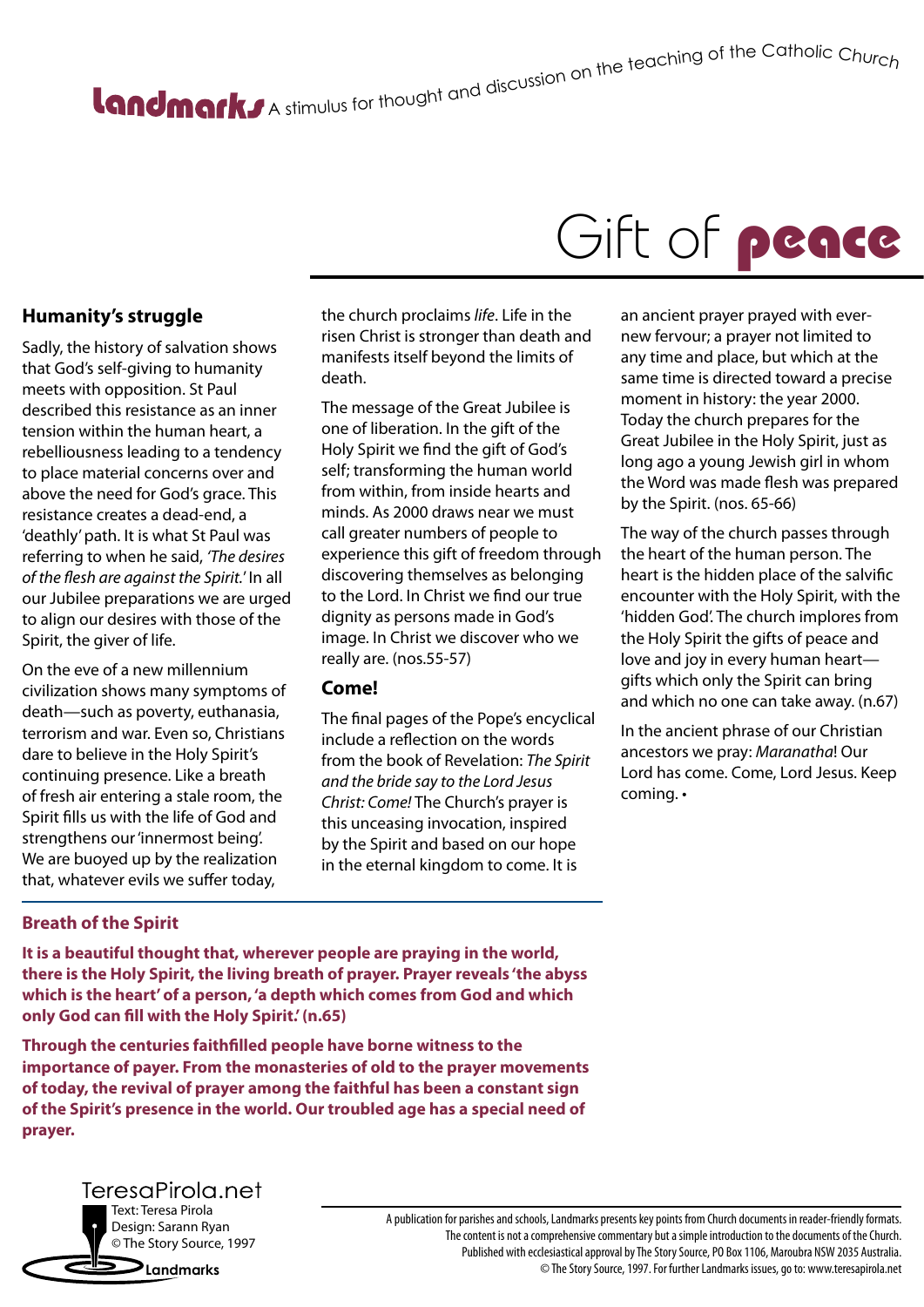**Landmarks** A stimulus for thought and discussion on the teaching of the Catholic Church

# Gift of peace

## Humanity's struggle

Sadly, the history of salvation shows that God's self-giving to humanity meets with opposition. St Paul described this resistance as an inner tension within the human heart, a rebelliousness leading to a tendency to place material concerns over and above the need for God's grace. This resistance creates a dead-end, a 'deathly' path. It is what St Paul was referring to when he said, *'The desires of the flesh are against the Spirit.'* In all our Jubilee preparations we are urged to align our desires with those of the Spirit, the giver of life.

On the eve of a new millennium civilization shows many symptoms of death—such as poverty, euthanasia, terrorism and war. Even so, Christians dare to believe in the Holy Spirit's continuing presence. Like a breath of fresh air entering a stale room, the Spirit fills us with the life of God and strengthens our 'innermost being'. We are buoyed up by the realization that, whatever evils we suffer today, the church proclaims *life*. Life in the risen Christ is stronger than death and manifests itself beyond the limits of death.

The message of the Great Jubilee is one of liberation. In the gift of the Holy Spirit we find the gift of God's self; transforming the human world from within, from inside hearts and minds. As 2000 draws near we must call greater numbers of people to experience this gift of freedom through discovering themselves as belonging to the Lord. In Christ we find our true dignity as persons made in God's image. In Christ we discover who we really are. (nos.55-57)

## Come!

The final pages of the Pope's encyclical include a reflection on the words from the book of Revelation: *The Spirit and the bride say to the Lord Jesus Christ: Come!* The Church's prayer is this unceasing invocation, inspired by the Spirit and based on our hope in the eternal kingdom to come. It is an ancient prayer prayed with ever-new fervour; a prayer not limited to any time and place, but which at the same time is directed toward a precise moment in history: the year 2000. Today the church prepares for the Great Jubilee in the Holy Spirit, just as long ago a young Jewish girl in whom the Word was made flesh was prepared by the Spirit. (nos. 65-66)

The way of the church passes through the heart of the human person. The heart is the hidden place of the salvific encounter with the Holy Spirit, with the 'hidden God'. The church implores from the Holy Spirit the gifts of peace and love and joy in every human heart—gifts which only the Spirit can bring and which no one can take away. (n.67)

In the ancient phrase of our Christian ancestors we pray: *Maranatha*! Our Lord has come. Come, Lord Jesus. Keep coming. •

## Breath of the Spirit

**It is a beautiful thought that, wherever people are praying in the world, there is the Holy Spirit, the living breath of prayer. Prayer reveals 'the abyss which is the heart' of a person, 'a depth which comes from God and which only God can fill with the Holy Spirit.' (n.65)**

**Through the centuries faithfilled people have borne witness to the importance of payer. From the monasteries of old to the prayer movements of today, the revival of prayer among the faithful has been a constant sign of the Spirit's presence in the world. Our troubled age has a special need of prayer.**

TeresaPirola.net
Text: Teresa Pirola
Design: Sarann Ryan
© The Story Source, 1997
Landmarks

A publication for parishes and schools, Landmarks presents key points from Church documents in reader-friendly formats.
The content is not a comprehensive commentary but a simple introduction to the documents of the Church.
Published with ecclesiastical approval by The Story Source, PO Box 1106, Maroubra NSW 2035 Australia.
© The Story Source, 1997. For further Landmarks issues, go to: www.teresapirola.net